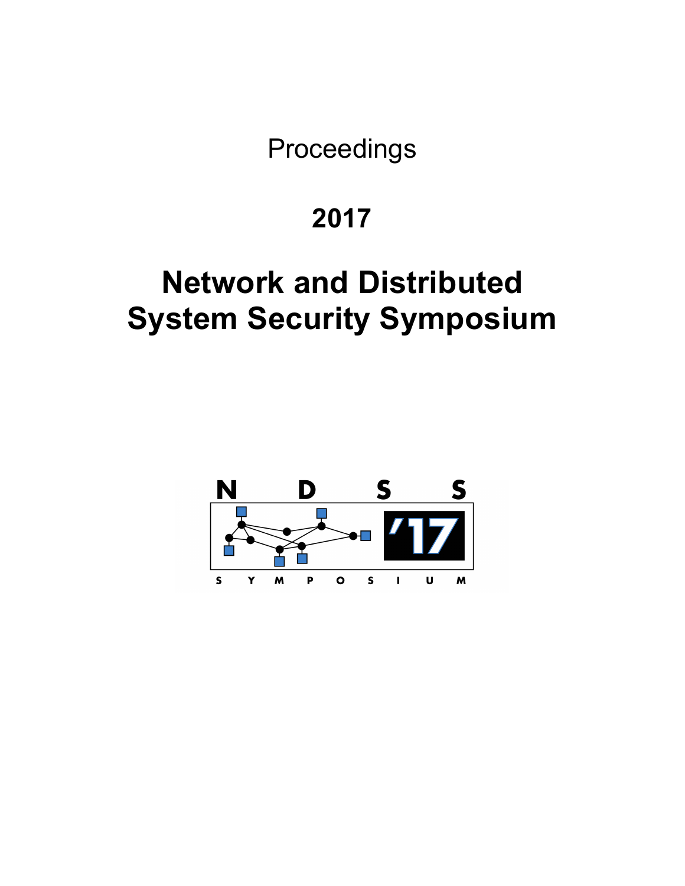Proceedings

# 2017

# Network and Distributed System Security Symposium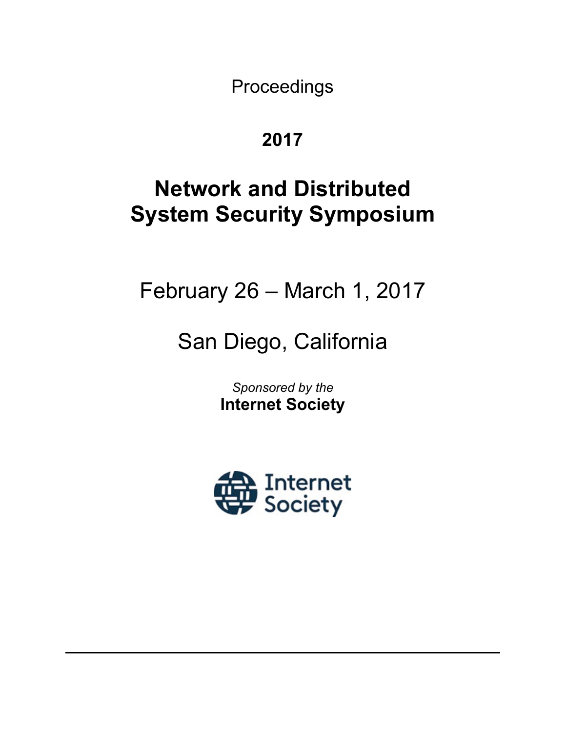Proceedings

**2017**

# Network and Distributed System Security Symposium

February 26 – March 1, 2017

San Diego, California

*Sponsored by the*
**Internet Society**

Internet Society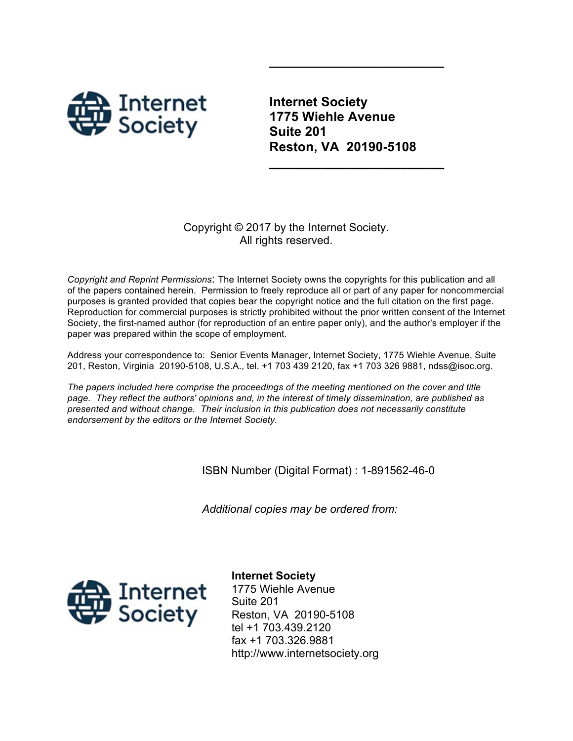**Internet Society**
**1775 Wiehle Avenue**
**Suite 201**
**Reston, VA 20190-5108**

Copyright © 2017 by the Internet Society.
All rights reserved.

*Copyright and Reprint Permissions*: The Internet Society owns the copyrights for this publication and all of the papers contained herein. Permission to freely reproduce all or part of any paper for noncommercial purposes is granted provided that copies bear the copyright notice and the full citation on the first page. Reproduction for commercial purposes is strictly prohibited without the prior written consent of the Internet Society, the first-named author (for reproduction of an entire paper only), and the author's employer if the paper was prepared within the scope of employment.

Address your correspondence to: Senior Events Manager, Internet Society, 1775 Wiehle Avenue, Suite 201, Reston, Virginia 20190-5108, U.S.A., tel. +1 703 439 2120, fax +1 703 326 9881, ndss@isoc.org.

*The papers included here comprise the proceedings of the meeting mentioned on the cover and title page. They reflect the authors' opinions and, in the interest of timely dissemination, are published as presented and without change. Their inclusion in this publication does not necessarily constitute endorsement by the editors or the Internet Society.*

ISBN Number (Digital Format) : 1-891562-46-0

*Additional copies may be ordered from:*

**Internet Society**
1775 Wiehle Avenue
Suite 201
Reston, VA 20190-5108
tel +1 703.439.2120
fax +1 703.326.9881
http://www.internetsociety.org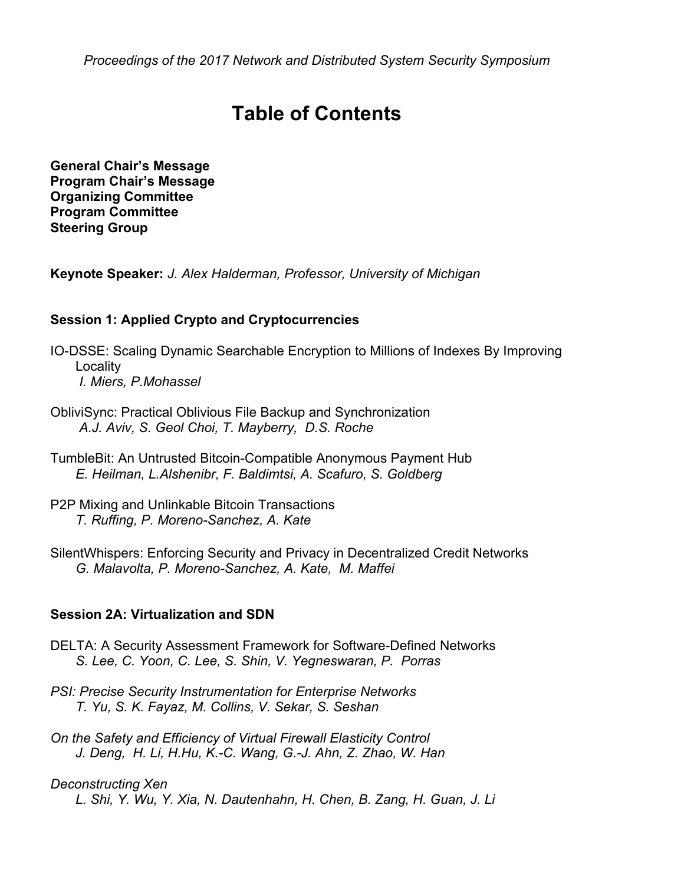*Proceedings of the 2017 Network and Distributed System Security Symposium*

# Table of Contents

**General Chair's Message**
**Program Chair's Message**
**Organizing Committee**
**Program Committee**
**Steering Group**

**Keynote Speaker:** *J. Alex Halderman, Professor, University of Michigan*

### Session 1: Applied Crypto and Cryptocurrencies

IO-DSSE: Scaling Dynamic Searchable Encryption to Millions of Indexes By Improving Locality
*I. Miers, P.Mohassel*

ObliviSync: Practical Oblivious File Backup and Synchronization
*A.J. Aviv, S. Geol Choi, T. Mayberry, D.S. Roche*

TumbleBit: An Untrusted Bitcoin-Compatible Anonymous Payment Hub
*E. Heilman, L.Alshenibr, F. Baldimtsi, A. Scafuro, S. Goldberg*

P2P Mixing and Unlinkable Bitcoin Transactions
*T. Ruffing, P. Moreno-Sanchez, A. Kate*

SilentWhispers: Enforcing Security and Privacy in Decentralized Credit Networks
*G. Malavolta, P. Moreno-Sanchez, A. Kate, M. Maffei*

### Session 2A: Virtualization and SDN

DELTA: A Security Assessment Framework for Software-Defined Networks
*S. Lee, C. Yoon, C. Lee, S. Shin, V. Yegneswaran, P. Porras*

*PSI: Precise Security Instrumentation for Enterprise Networks*
*T. Yu, S. K. Fayaz, M. Collins, V. Sekar, S. Seshan*

*On the Safety and Efficiency of Virtual Firewall Elasticity Control*
*J. Deng, H. Li, H.Hu, K.-C. Wang, G.-J. Ahn, Z. Zhao, W. Han*

*Deconstructing Xen*
*L. Shi, Y. Wu, Y. Xia, N. Dautenhahn, H. Chen, B. Zang, H. Guan, J. Li*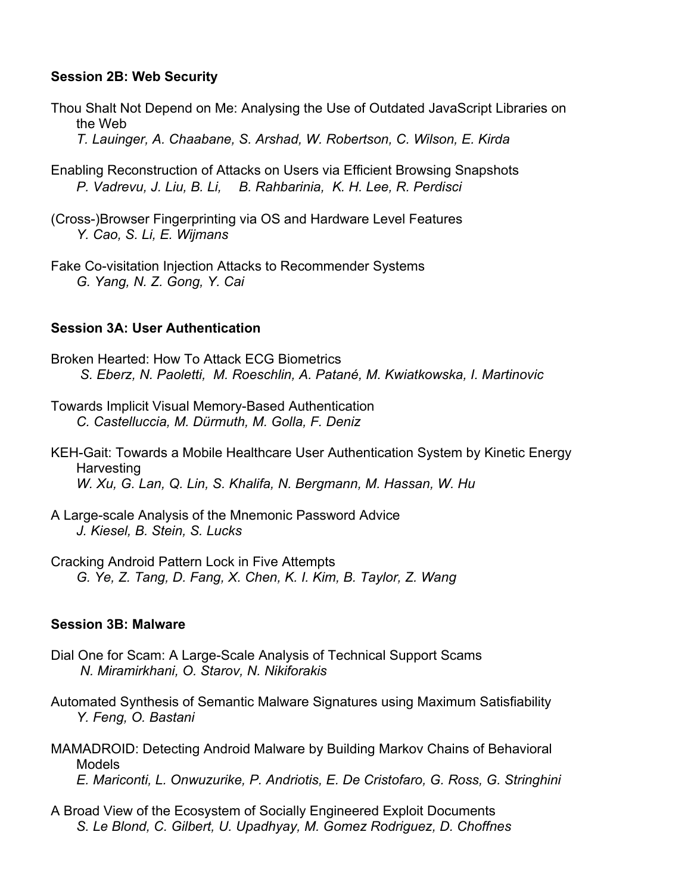### Session 2B: Web Security

Thou Shalt Not Depend on Me: Analysing the Use of Outdated JavaScript Libraries on the Web
*T. Lauinger, A. Chaabane, S. Arshad, W. Robertson, C. Wilson, E. Kirda*

Enabling Reconstruction of Attacks on Users via Efficient Browsing Snapshots
*P. Vadrevu, J. Liu, B. Li, B. Rahbarinia, K. H. Lee, R. Perdisci*

(Cross-)Browser Fingerprinting via OS and Hardware Level Features
*Y. Cao, S. Li, E. Wijmans*

Fake Co-visitation Injection Attacks to Recommender Systems
*G. Yang, N. Z. Gong, Y. Cai*

### Session 3A: User Authentication

Broken Hearted: How To Attack ECG Biometrics
*S. Eberz, N. Paoletti, M. Roeschlin, A. Patané, M. Kwiatkowska, I. Martinovic*

Towards Implicit Visual Memory-Based Authentication
*C. Castelluccia, M. Dürmuth, M. Golla, F. Deniz*

KEH-Gait: Towards a Mobile Healthcare User Authentication System by Kinetic Energy Harvesting
*W. Xu, G. Lan, Q. Lin, S. Khalifa, N. Bergmann, M. Hassan, W. Hu*

A Large-scale Analysis of the Mnemonic Password Advice
*J. Kiesel, B. Stein, S. Lucks*

Cracking Android Pattern Lock in Five Attempts
*G. Ye, Z. Tang, D. Fang, X. Chen, K. I. Kim, B. Taylor, Z. Wang*

### Session 3B: Malware

Dial One for Scam: A Large-Scale Analysis of Technical Support Scams
*N. Miramirkhani, O. Starov, N. Nikiforakis*

Automated Synthesis of Semantic Malware Signatures using Maximum Satisfiability
*Y. Feng, O. Bastani*

MAMADROID: Detecting Android Malware by Building Markov Chains of Behavioral Models
*E. Mariconti, L. Onwuzurike, P. Andriotis, E. De Cristofaro, G. Ross, G. Stringhini*

A Broad View of the Ecosystem of Socially Engineered Exploit Documents
*S. Le Blond, C. Gilbert, U. Upadhyay, M. Gomez Rodriguez, D. Choffnes*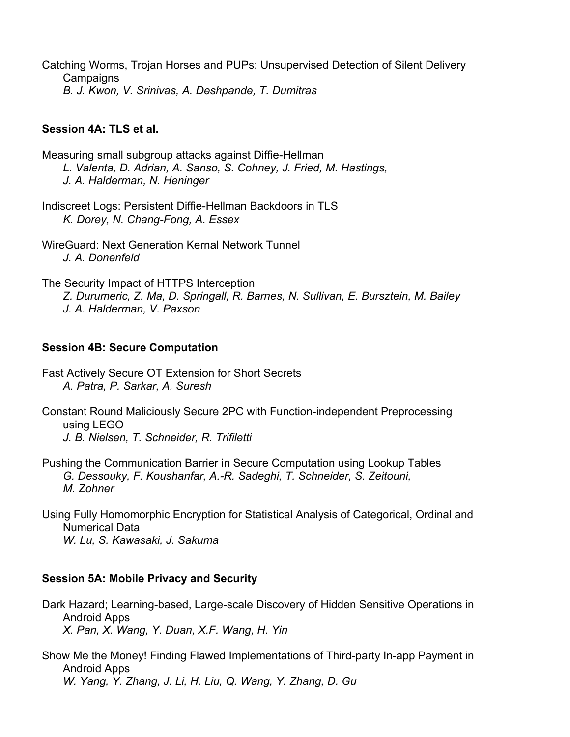Catching Worms, Trojan Horses and PUPs: Unsupervised Detection of Silent Delivery Campaigns
*B. J. Kwon, V. Srinivas, A. Deshpande, T. Dumitras*

**Session 4A: TLS et al.**

Measuring small subgroup attacks against Diffie-Hellman
*L. Valenta, D. Adrian, A. Sanso, S. Cohney, J. Fried, M. Hastings, J. A. Halderman, N. Heninger*

Indiscreet Logs: Persistent Diffie-Hellman Backdoors in TLS
*K. Dorey, N. Chang-Fong, A. Essex*

WireGuard: Next Generation Kernal Network Tunnel
*J. A. Donenfeld*

The Security Impact of HTTPS Interception
*Z. Durumeric, Z. Ma, D. Springall, R. Barnes, N. Sullivan, E. Bursztein, M. Bailey J. A. Halderman, V. Paxson*

**Session 4B: Secure Computation**

Fast Actively Secure OT Extension for Short Secrets
*A. Patra, P. Sarkar, A. Suresh*

Constant Round Maliciously Secure 2PC with Function-independent Preprocessing using LEGO
*J. B. Nielsen, T. Schneider, R. Trifiletti*

Pushing the Communication Barrier in Secure Computation using Lookup Tables
*G. Dessouky, F. Koushanfar, A.-R. Sadeghi, T. Schneider, S. Zeitouni, M. Zohner*

Using Fully Homomorphic Encryption for Statistical Analysis of Categorical, Ordinal and Numerical Data
*W. Lu, S. Kawasaki, J. Sakuma*

**Session 5A: Mobile Privacy and Security**

Dark Hazard; Learning-based, Large-scale Discovery of Hidden Sensitive Operations in Android Apps
*X. Pan, X. Wang, Y. Duan, X.F. Wang, H. Yin*

Show Me the Money! Finding Flawed Implementations of Third-party In-app Payment in Android Apps
*W. Yang, Y. Zhang, J. Li, H. Liu, Q. Wang, Y. Zhang, D. Gu*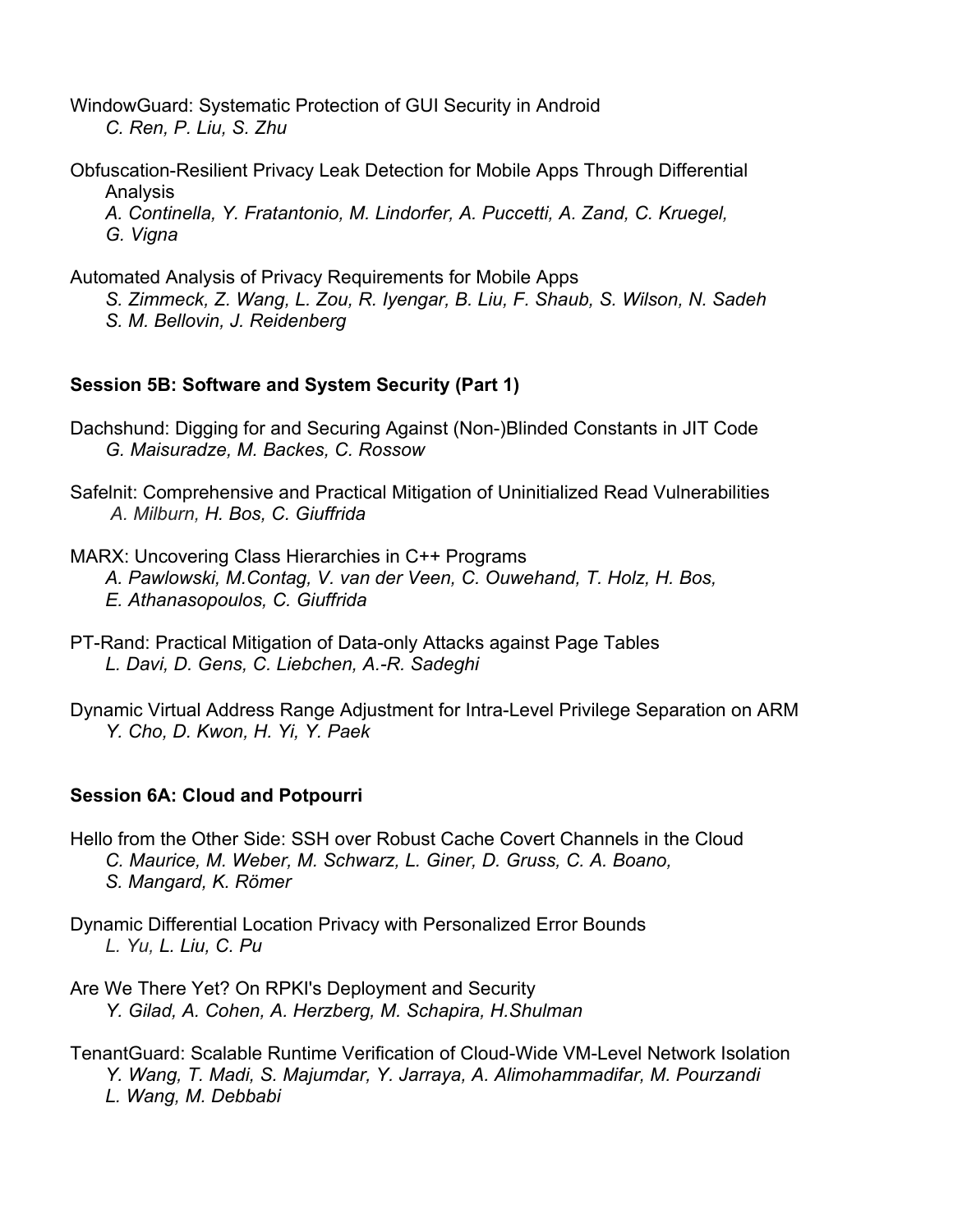WindowGuard: Systematic Protection of GUI Security in Android
*C. Ren, P. Liu, S. Zhu*

Obfuscation-Resilient Privacy Leak Detection for Mobile Apps Through Differential Analysis
*A. Continella, Y. Fratantonio, M. Lindorfer, A. Puccetti, A. Zand, C. Kruegel, G. Vigna*

Automated Analysis of Privacy Requirements for Mobile Apps
*S. Zimmeck, Z. Wang, L. Zou, R. Iyengar, B. Liu, F. Shaub, S. Wilson, N. Sadeh S. M. Bellovin, J. Reidenberg*

**Session 5B: Software and System Security (Part 1)**

Dachshund: Digging for and Securing Against (Non-)Blinded Constants in JIT Code
*G. Maisuradze, M. Backes, C. Rossow*

SafeInit: Comprehensive and Practical Mitigation of Uninitialized Read Vulnerabilities
*A. Milburn, H. Bos, C. Giuffrida*

MARX: Uncovering Class Hierarchies in C++ Programs
*A. Pawlowski, M.Contag, V. van der Veen, C. Ouwehand, T. Holz, H. Bos, E. Athanasopoulos, C. Giuffrida*

PT-Rand: Practical Mitigation of Data-only Attacks against Page Tables
*L. Davi, D. Gens, C. Liebchen, A.-R. Sadeghi*

Dynamic Virtual Address Range Adjustment for Intra-Level Privilege Separation on ARM
*Y. Cho, D. Kwon, H. Yi, Y. Paek*

**Session 6A: Cloud and Potpourri**

Hello from the Other Side: SSH over Robust Cache Covert Channels in the Cloud
*C. Maurice, M. Weber, M. Schwarz, L. Giner, D. Gruss, C. A. Boano, S. Mangard, K. Römer*

Dynamic Differential Location Privacy with Personalized Error Bounds
*L. Yu, L. Liu, C. Pu*

Are We There Yet? On RPKI's Deployment and Security
*Y. Gilad, A. Cohen, A. Herzberg, M. Schapira, H.Shulman*

TenantGuard: Scalable Runtime Verification of Cloud-Wide VM-Level Network Isolation
*Y. Wang, T. Madi, S. Majumdar, Y. Jarraya, A. Alimohammadifar, M. Pourzandi L. Wang, M. Debbabi*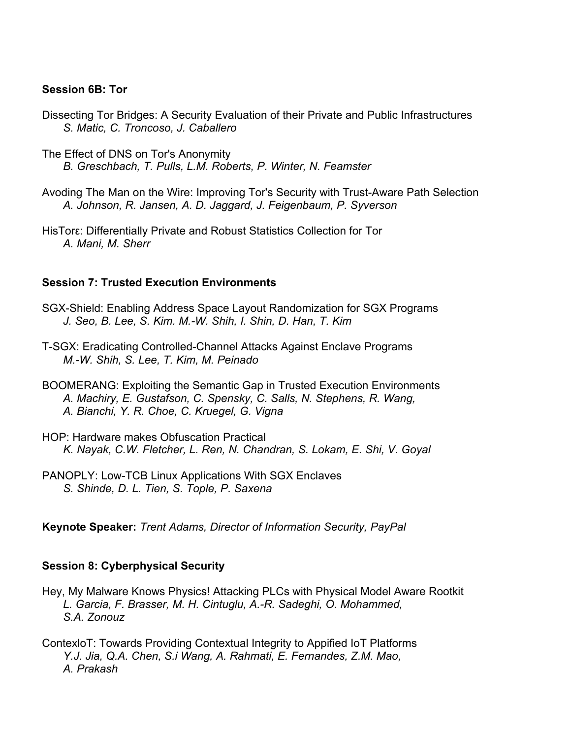**Session 6B: Tor**

Dissecting Tor Bridges: A Security Evaluation of their Private and Public Infrastructures
*S. Matic, C. Troncoso, J. Caballero*

The Effect of DNS on Tor's Anonymity
*B. Greschbach, T. Pulls, L.M. Roberts, P. Winter, N. Feamster*

Avoding The Man on the Wire: Improving Tor's Security with Trust-Aware Path Selection
*A. Johnson, R. Jansen, A. D. Jaggard, J. Feigenbaum, P. Syverson*

HisTorε: Differentially Private and Robust Statistics Collection for Tor
*A. Mani, M. Sherr*

**Session 7: Trusted Execution Environments**

SGX-Shield: Enabling Address Space Layout Randomization for SGX Programs
*J. Seo, B. Lee, S. Kim. M.-W. Shih, I. Shin, D. Han, T. Kim*

T-SGX: Eradicating Controlled-Channel Attacks Against Enclave Programs
*M.-W. Shih, S. Lee, T. Kim, M. Peinado*

BOOMERANG: Exploiting the Semantic Gap in Trusted Execution Environments
*A. Machiry, E. Gustafson, C. Spensky, C. Salls, N. Stephens, R. Wang, A. Bianchi, Y. R. Choe, C. Kruegel, G. Vigna*

HOP: Hardware makes Obfuscation Practical
*K. Nayak, C.W. Fletcher, L. Ren, N. Chandran, S. Lokam, E. Shi, V. Goyal*

PANOPLY: Low-TCB Linux Applications With SGX Enclaves
*S. Shinde, D. L. Tien, S. Tople, P. Saxena*

**Keynote Speaker:** *Trent Adams, Director of Information Security, PayPal*

**Session 8: Cyberphysical Security**

Hey, My Malware Knows Physics! Attacking PLCs with Physical Model Aware Rootkit
*L. Garcia, F. Brasser, M. H. Cintuglu, A.-R. Sadeghi, O. Mohammed, S.A. Zonouz*

ContexIoT: Towards Providing Contextual Integrity to Appified IoT Platforms
*Y.J. Jia, Q.A. Chen, S.i Wang, A. Rahmati, E. Fernandes, Z.M. Mao, A. Prakash*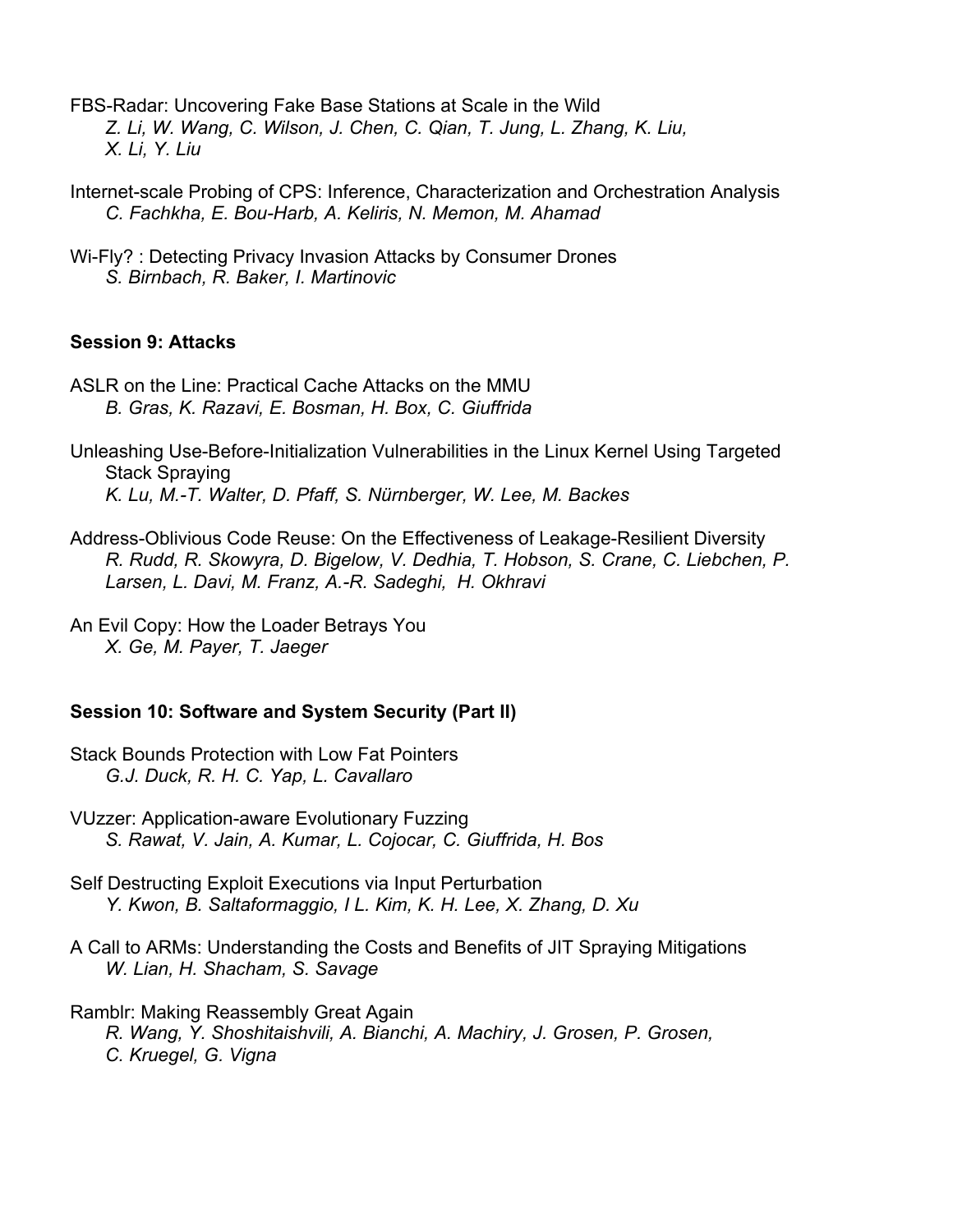FBS-Radar: Uncovering Fake Base Stations at Scale in the Wild
*Z. Li, W. Wang, C. Wilson, J. Chen, C. Qian, T. Jung, L. Zhang, K. Liu, X. Li, Y. Liu*

Internet-scale Probing of CPS: Inference, Characterization and Orchestration Analysis
*C. Fachkha, E. Bou-Harb, A. Keliris, N. Memon, M. Ahamad*

Wi-Fly? : Detecting Privacy Invasion Attacks by Consumer Drones
*S. Birnbach, R. Baker, I. Martinovic*

**Session 9: Attacks**

ASLR on the Line: Practical Cache Attacks on the MMU
*B. Gras, K. Razavi, E. Bosman, H. Box, C. Giuffrida*

Unleashing Use-Before-Initialization Vulnerabilities in the Linux Kernel Using Targeted Stack Spraying
*K. Lu, M.-T. Walter, D. Pfaff, S. Nürnberger, W. Lee, M. Backes*

Address-Oblivious Code Reuse: On the Effectiveness of Leakage-Resilient Diversity
*R. Rudd, R. Skowyra, D. Bigelow, V. Dedhia, T. Hobson, S. Crane, C. Liebchen, P. Larsen, L. Davi, M. Franz, A.-R. Sadeghi, H. Okhravi*

An Evil Copy: How the Loader Betrays You
*X. Ge, M. Payer, T. Jaeger*

**Session 10: Software and System Security (Part II)**

Stack Bounds Protection with Low Fat Pointers
*G.J. Duck, R. H. C. Yap, L. Cavallaro*

VUzzer: Application-aware Evolutionary Fuzzing
*S. Rawat, V. Jain, A. Kumar, L. Cojocar, C. Giuffrida, H. Bos*

Self Destructing Exploit Executions via Input Perturbation
*Y. Kwon, B. Saltaformaggio, I L. Kim, K. H. Lee, X. Zhang, D. Xu*

A Call to ARMs: Understanding the Costs and Benefits of JIT Spraying Mitigations
*W. Lian, H. Shacham, S. Savage*

Ramblr: Making Reassembly Great Again
*R. Wang, Y. Shoshitaishvili, A. Bianchi, A. Machiry, J. Grosen, P. Grosen, C. Kruegel, G. Vigna*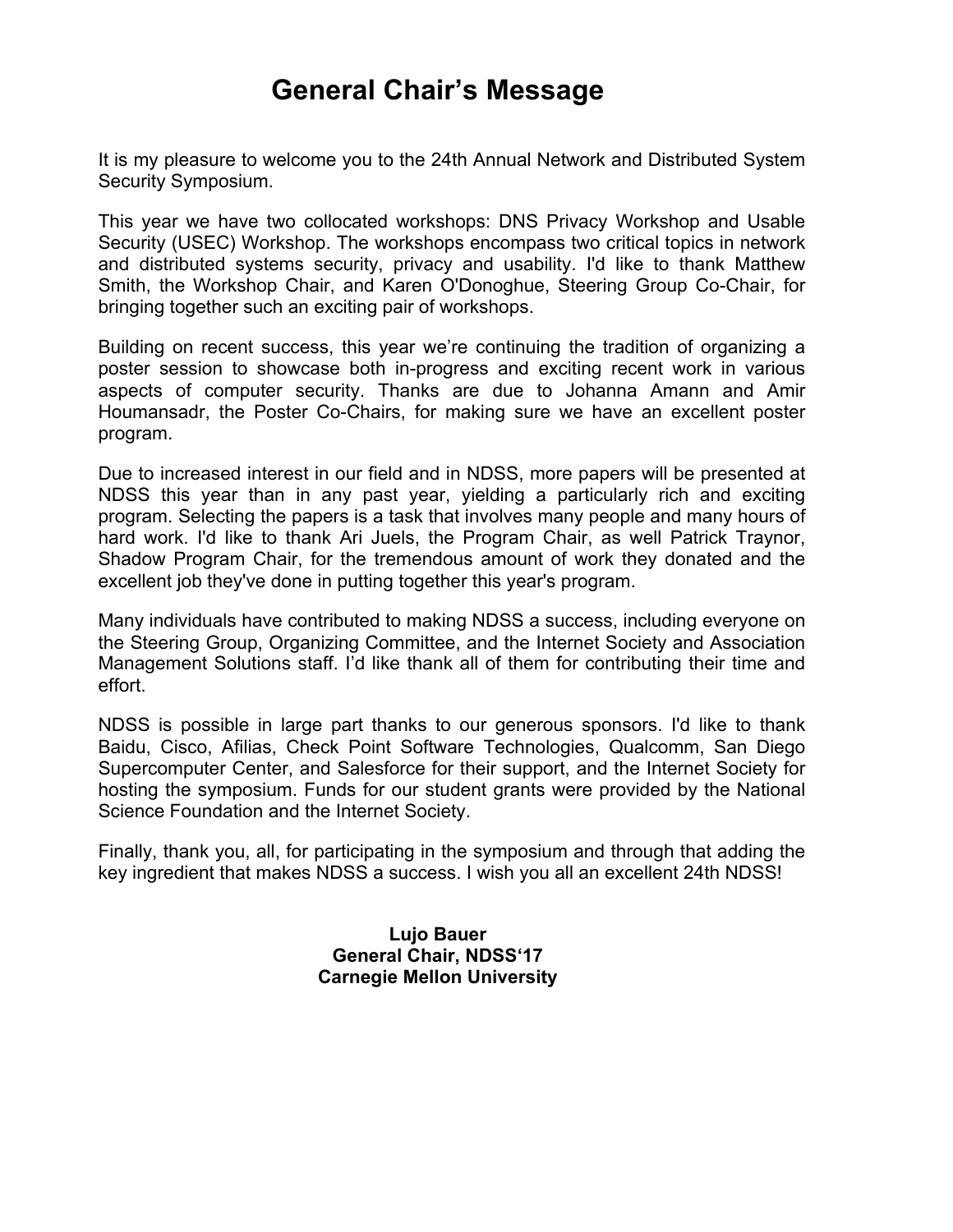# General Chair's Message

It is my pleasure to welcome you to the 24th Annual Network and Distributed System Security Symposium.

This year we have two collocated workshops: DNS Privacy Workshop and Usable Security (USEC) Workshop. The workshops encompass two critical topics in network and distributed systems security, privacy and usability. I'd like to thank Matthew Smith, the Workshop Chair, and Karen O'Donoghue, Steering Group Co-Chair, for bringing together such an exciting pair of workshops.

Building on recent success, this year we're continuing the tradition of organizing a poster session to showcase both in-progress and exciting recent work in various aspects of computer security. Thanks are due to Johanna Amann and Amir Houmansadr, the Poster Co-Chairs, for making sure we have an excellent poster program.

Due to increased interest in our field and in NDSS, more papers will be presented at NDSS this year than in any past year, yielding a particularly rich and exciting program. Selecting the papers is a task that involves many people and many hours of hard work. I'd like to thank Ari Juels, the Program Chair, as well Patrick Traynor, Shadow Program Chair, for the tremendous amount of work they donated and the excellent job they've done in putting together this year's program.

Many individuals have contributed to making NDSS a success, including everyone on the Steering Group, Organizing Committee, and the Internet Society and Association Management Solutions staff. I'd like thank all of them for contributing their time and effort.

NDSS is possible in large part thanks to our generous sponsors. I'd like to thank Baidu, Cisco, Afilias, Check Point Software Technologies, Qualcomm, San Diego Supercomputer Center, and Salesforce for their support, and the Internet Society for hosting the symposium. Funds for our student grants were provided by the National Science Foundation and the Internet Society.

Finally, thank you, all, for participating in the symposium and through that adding the key ingredient that makes NDSS a success. I wish you all an excellent 24th NDSS!

**Lujo Bauer**
**General Chair, NDSS'17**
**Carnegie Mellon University**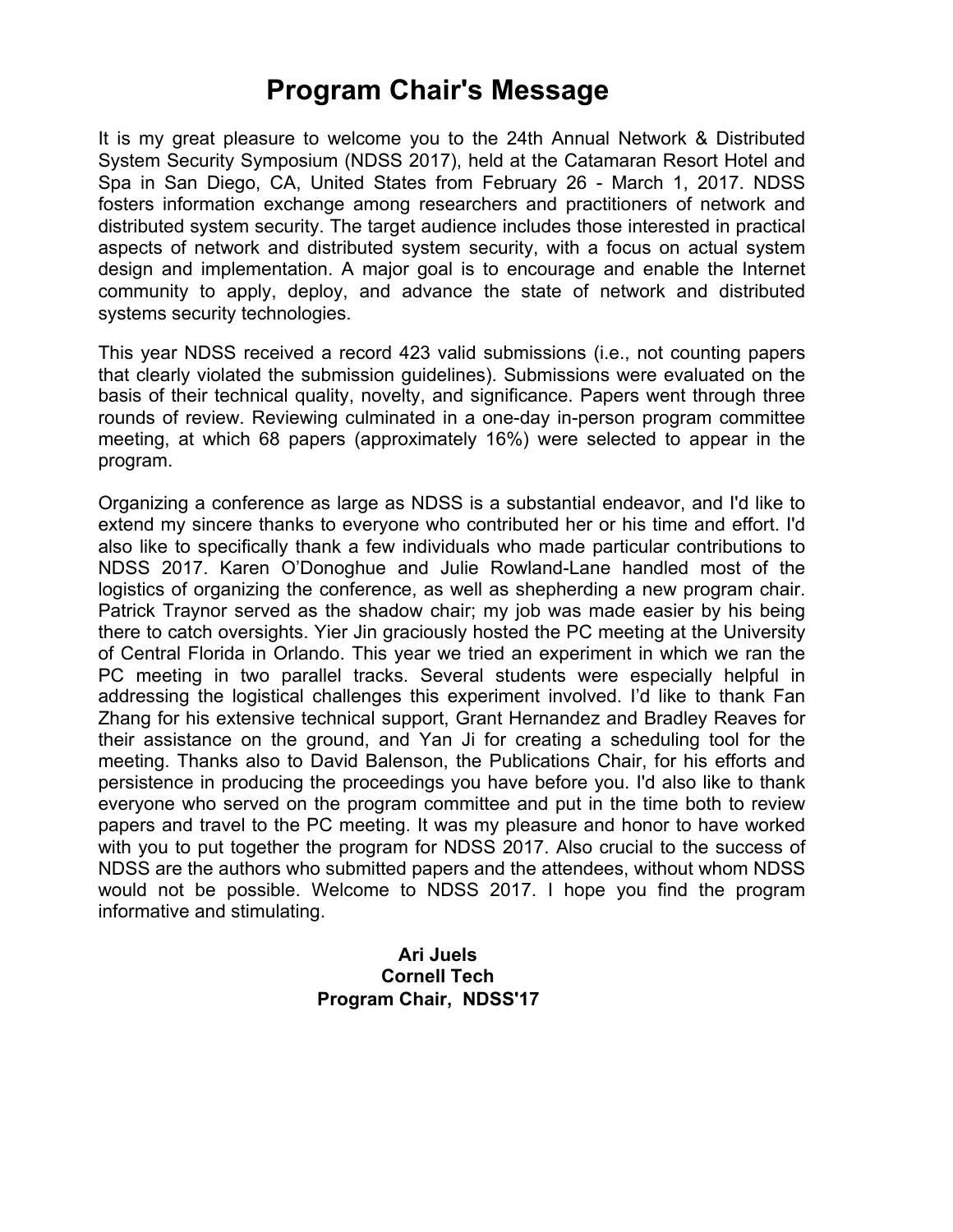# Program Chair's Message

It is my great pleasure to welcome you to the 24th Annual Network & Distributed System Security Symposium (NDSS 2017), held at the Catamaran Resort Hotel and Spa in San Diego, CA, United States from February 26 - March 1, 2017. NDSS fosters information exchange among researchers and practitioners of network and distributed system security. The target audience includes those interested in practical aspects of network and distributed system security, with a focus on actual system design and implementation. A major goal is to encourage and enable the Internet community to apply, deploy, and advance the state of network and distributed systems security technologies.

This year NDSS received a record 423 valid submissions (i.e., not counting papers that clearly violated the submission guidelines). Submissions were evaluated on the basis of their technical quality, novelty, and significance. Papers went through three rounds of review. Reviewing culminated in a one-day in-person program committee meeting, at which 68 papers (approximately 16%) were selected to appear in the program.

Organizing a conference as large as NDSS is a substantial endeavor, and I'd like to extend my sincere thanks to everyone who contributed her or his time and effort. I'd also like to specifically thank a few individuals who made particular contributions to NDSS 2017. Karen O'Donoghue and Julie Rowland-Lane handled most of the logistics of organizing the conference, as well as shepherding a new program chair. Patrick Traynor served as the shadow chair; my job was made easier by his being there to catch oversights. Yier Jin graciously hosted the PC meeting at the University of Central Florida in Orlando. This year we tried an experiment in which we ran the PC meeting in two parallel tracks. Several students were especially helpful in addressing the logistical challenges this experiment involved. I'd like to thank Fan Zhang for his extensive technical support, Grant Hernandez and Bradley Reaves for their assistance on the ground, and Yan Ji for creating a scheduling tool for the meeting. Thanks also to David Balenson, the Publications Chair, for his efforts and persistence in producing the proceedings you have before you. I'd also like to thank everyone who served on the program committee and put in the time both to review papers and travel to the PC meeting. It was my pleasure and honor to have worked with you to put together the program for NDSS 2017. Also crucial to the success of NDSS are the authors who submitted papers and the attendees, without whom NDSS would not be possible. Welcome to NDSS 2017. I hope you find the program informative and stimulating.

**Ari Juels**
**Cornell Tech**
**Program Chair, NDSS'17**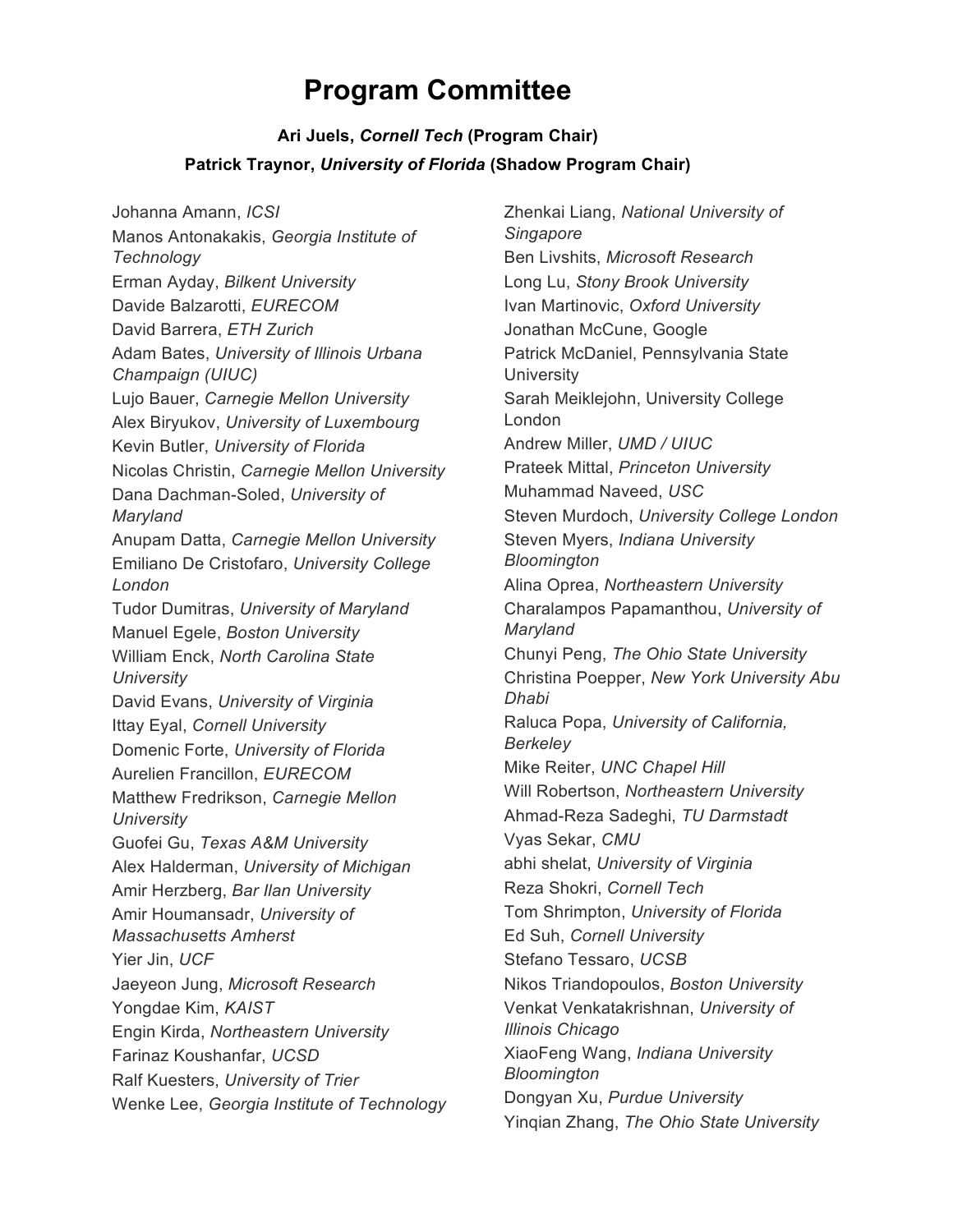# Program Committee

**Ari Juels, *Cornell Tech* (Program Chair)**

**Patrick Traynor, *University of Florida* (Shadow Program Chair)**

Johanna Amann, *ICSI*
Manos Antonakakis, *Georgia Institute of Technology*
Erman Ayday, *Bilkent University*
Davide Balzarotti, *EURECOM*
David Barrera, *ETH Zurich*
Adam Bates, *University of Illinois Urbana Champaign (UIUC)*
Lujo Bauer, *Carnegie Mellon University*
Alex Biryukov, *University of Luxembourg*
Kevin Butler, *University of Florida*
Nicolas Christin, *Carnegie Mellon University*
Dana Dachman-Soled, *University of Maryland*
Anupam Datta, *Carnegie Mellon University*
Emiliano De Cristofaro, *University College London*
Tudor Dumitras, *University of Maryland*
Manuel Egele, *Boston University*
William Enck, *North Carolina State University*
David Evans, *University of Virginia*
Ittay Eyal, *Cornell University*
Domenic Forte, *University of Florida*
Aurelien Francillon, *EURECOM*
Matthew Fredrikson, *Carnegie Mellon University*
Guofei Gu, *Texas A&M University*
Alex Halderman, *University of Michigan*
Amir Herzberg, *Bar Ilan University*
Amir Houmansadr, *University of Massachusetts Amherst*
Yier Jin, *UCF*
Jaeyeon Jung, *Microsoft Research*
Yongdae Kim, *KAIST*
Engin Kirda, *Northeastern University*
Farinaz Koushanfar, *UCSD*
Ralf Kuesters, *University of Trier*
Wenke Lee, *Georgia Institute of Technology*
Zhenkai Liang, *National University of Singapore*
Ben Livshits, *Microsoft Research*
Long Lu, *Stony Brook University*
Ivan Martinovic, *Oxford University*
Jonathan McCune, Google
Patrick McDaniel, Pennsylvania State University
Sarah Meiklejohn, University College London
Andrew Miller, *UMD / UIUC*
Prateek Mittal, *Princeton University*
Muhammad Naveed, *USC*
Steven Murdoch, *University College London*
Steven Myers, *Indiana University Bloomington*
Alina Oprea, *Northeastern University*
Charalampos Papamanthou, *University of Maryland*
Chunyi Peng, *The Ohio State University*
Christina Poepper, *New York University Abu Dhabi*
Raluca Popa, *University of California, Berkeley*
Mike Reiter, *UNC Chapel Hill*
Will Robertson, *Northeastern University*
Ahmad-Reza Sadeghi, *TU Darmstadt*
Vyas Sekar, *CMU*
abhi shelat, *University of Virginia*
Reza Shokri, *Cornell Tech*
Tom Shrimpton, *University of Florida*
Ed Suh, *Cornell University*
Stefano Tessaro, *UCSB*
Nikos Triandopoulos, *Boston University*
Venkat Venkatakrishnan, *University of Illinois Chicago*
XiaoFeng Wang, *Indiana University Bloomington*
Dongyan Xu, *Purdue University*
Yinqian Zhang, *The Ohio State University*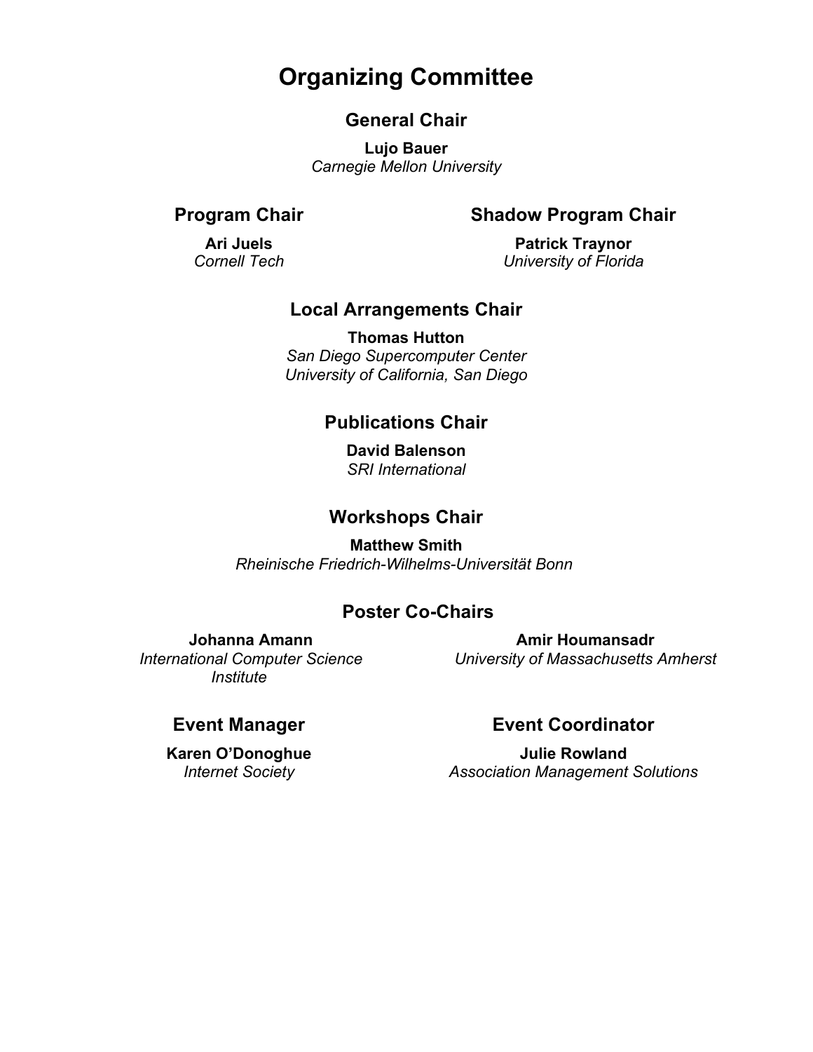# Organizing Committee

## General Chair

**Lujo Bauer**
*Carnegie Mellon University*

## Program Chair

**Ari Juels**
*Cornell Tech*

## Shadow Program Chair

**Patrick Traynor**
*University of Florida*

## Local Arrangements Chair

**Thomas Hutton**
*San Diego Supercomputer Center*
*University of California, San Diego*

## Publications Chair

**David Balenson**
*SRI International*

## Workshops Chair

**Matthew Smith**
*Rheinische Friedrich-Wilhelms-Universität Bonn*

## Poster Co-Chairs

**Johanna Amann**
*International Computer Science Institute*

**Amir Houmansadr**
*University of Massachusetts Amherst*

## Event Manager

**Karen O'Donoghue**
*Internet Society*

## Event Coordinator

**Julie Rowland**
*Association Management Solutions*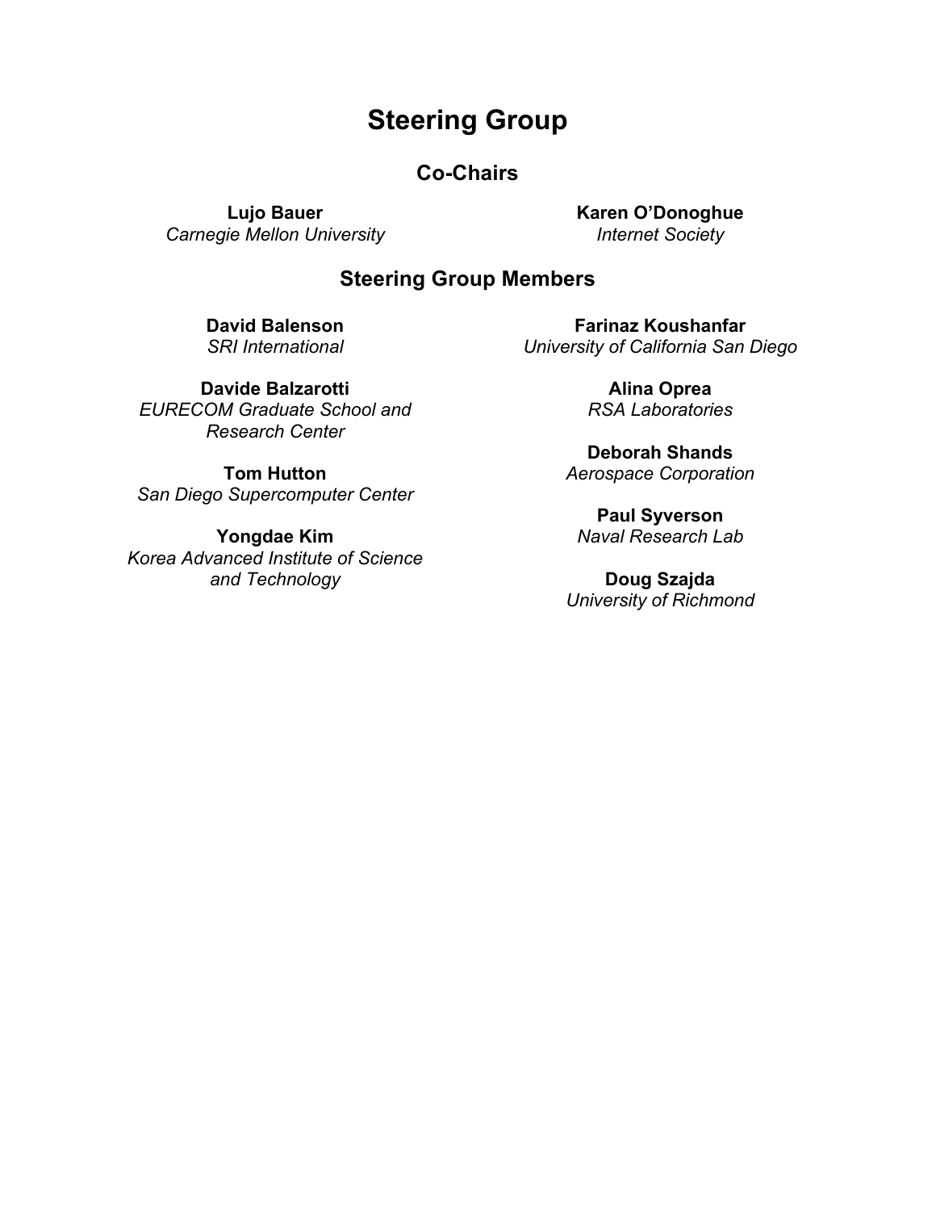# Steering Group

## Co-Chairs

**Lujo Bauer**
*Carnegie Mellon University*

**Karen O'Donoghue**
*Internet Society*

## Steering Group Members

**David Balenson**
*SRI International*

**Davide Balzarotti**
*EURECOM Graduate School and Research Center*

**Tom Hutton**
*San Diego Supercomputer Center*

**Yongdae Kim**
*Korea Advanced Institute of Science and Technology*

**Farinaz Koushanfar**
*University of California San Diego*

**Alina Oprea**
*RSA Laboratories*

**Deborah Shands**
*Aerospace Corporation*

**Paul Syverson**
*Naval Research Lab*

**Doug Szajda**
*University of Richmond*